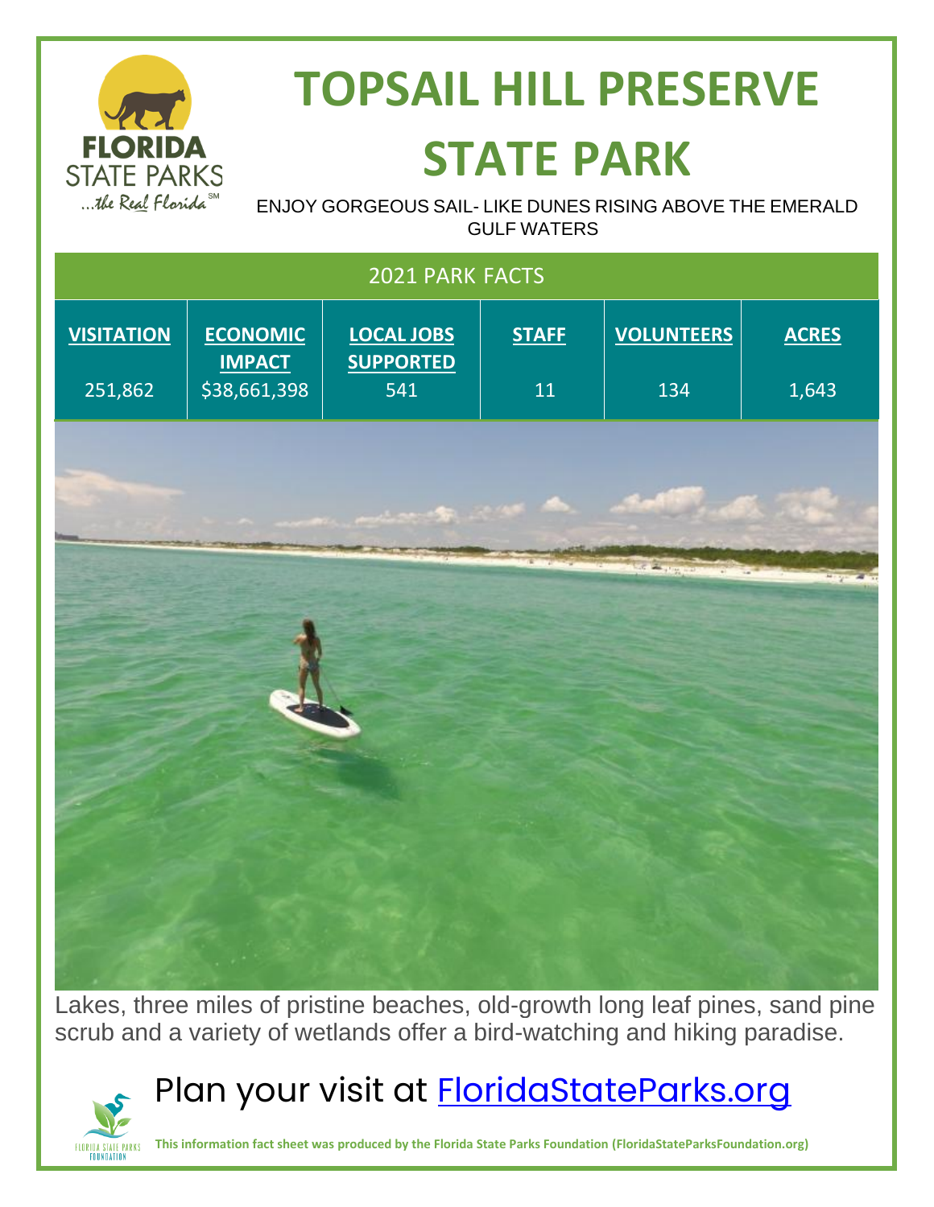# TOPSAIL HILL PRESERVE STATE PARK

ENJOY GORGEOUS SAIL- LIKE DUNES RISING ABOVE THE EMERALD GULF WATERS

| 2021 PARK FACTS | | | | | |
|---|---|---|---|---|---|
| **VISITATION** | **ECONOMIC IMPACT** | **LOCAL JOBS SUPPORTED** | **STAFF** | **VOLUNTEERS** | **ACRES** |
| 251,862 | $38,661,398 | 541 | 11 | 134 | 1,643 |

Lakes, three miles of pristine beaches, old-growth long leaf pines, sand pine scrub and a variety of wetlands offer a bird-watching and hiking paradise.

## Plan your visit at [FloridaStateParks.org](https://FloridaStateParks.org)

**This information fact sheet was produced by the Florida State Parks Foundation (FloridaStateParksFoundation.org)**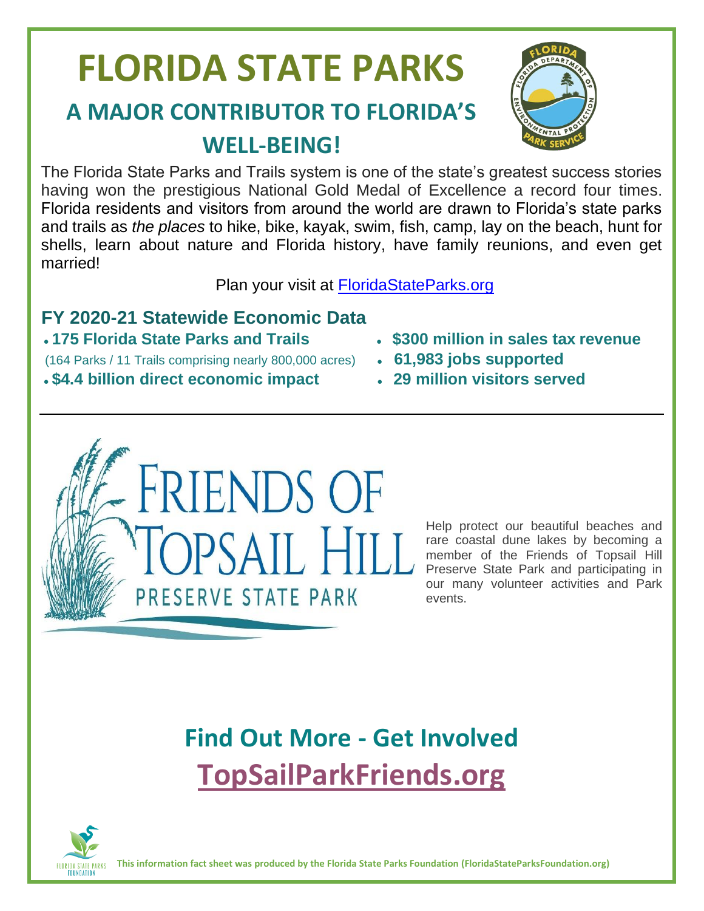# FLORIDA STATE PARKS

## A MAJOR CONTRIBUTOR TO FLORIDA'S WELL-BEING!

The Florida State Parks and Trails system is one of the state's greatest success stories having won the prestigious National Gold Medal of Excellence a record four times. Florida residents and visitors from around the world are drawn to Florida's state parks and trails as *the places* to hike, bike, kayak, swim, fish, camp, lay on the beach, hunt for shells, learn about nature and Florida history, have family reunions, and even get married!

Plan your visit at FloridaStateParks.org

### FY 2020-21 Statewide Economic Data

- **175 Florida State Parks and Trails**
  (164 Parks / 11 Trails comprising nearly 800,000 acres)
- **$4.4 billion direct economic impact**
- **$300 million in sales tax revenue**
- **61,983 jobs supported**
- **29 million visitors served**

---

FRIENDS OF TOPSAIL HILL PRESERVE STATE PARK

Help protect our beautiful beaches and rare coastal dune lakes by becoming a member of the Friends of Topsail Hill Preserve State Park and participating in our many volunteer activities and Park events.

## Find Out More - Get Involved

## TopSailParkFriends.org

FLORIDA STATE PARKS FOUNDATION

**This information fact sheet was produced by the Florida State Parks Foundation (FloridaStateParksFoundation.org)**